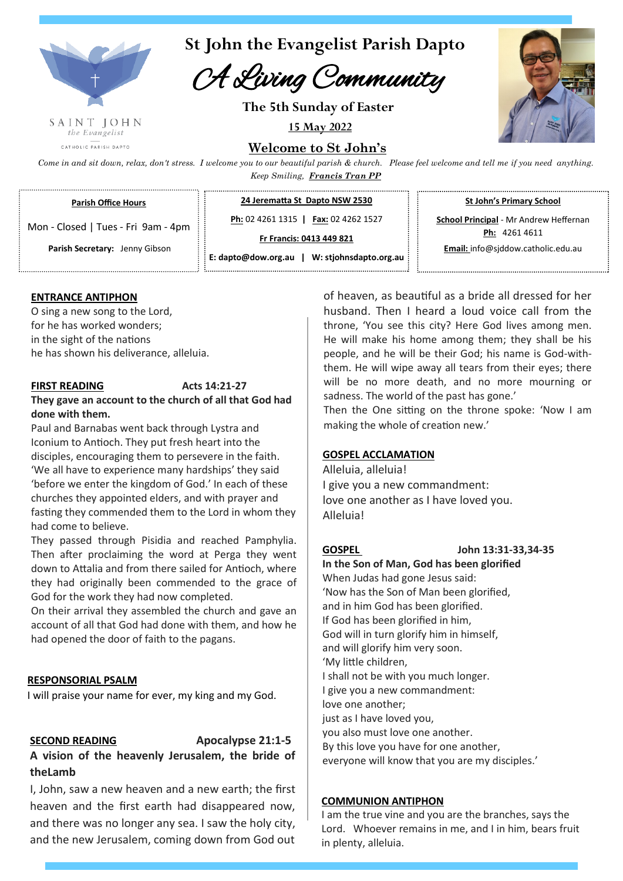# St John the Evangelist Parish Dapto

## A Living Community

**The 5th Sunday of Easter**

**15 May 2022**

## Welcome to St John's

*Come in and sit down, relax, don't stress. I welcome you to our beautiful parish & church. Please feel welcome and tell me if you need anything. Keep Smiling, **Francis Tran PP***

SAINT JOHN
the Evangelist
CATHOLIC PARISH DAPTO

**Parish Office Hours**

Mon - Closed | Tues - Fri 9am - 4pm

**Parish Secretary:** Jenny Gibson

**24 Jerematta St Dapto NSW 2530**

**Ph:** 02 4261 1315 | **Fax:** 02 4262 1527

**Fr Francis: 0413 449 821**

**E: dapto@dow.org.au | W: stjohnsdapto.org.au**

**St John's Primary School**

**School Principal** - Mr Andrew Heffernan

**Ph:** 4261 4611

**Email:** info@sjddow.catholic.edu.au

**ENTRANCE ANTIPHON**

O sing a new song to the Lord,
for he has worked wonders;
in the sight of the nations
he has shown his deliverance, alleluia.

**FIRST READING** — **Acts 14:21-27**

**They gave an account to the church of all that God had done with them.**

Paul and Barnabas went back through Lystra and Iconium to Antioch. They put fresh heart into the disciples, encouraging them to persevere in the faith. 'We all have to experience many hardships' they said 'before we enter the kingdom of God.' In each of these churches they appointed elders, and with prayer and fasting they commended them to the Lord in whom they had come to believe.

They passed through Pisidia and reached Pamphylia. Then after proclaiming the word at Perga they went down to Attalia and from there sailed for Antioch, where they had originally been commended to the grace of God for the work they had now completed.

On their arrival they assembled the church and gave an account of all that God had done with them, and how he had opened the door of faith to the pagans.

**RESPONSORIAL PSALM**

I will praise your name for ever, my king and my God.

**SECOND READING** — **Apocalypse 21:1-5**

**A vision of the heavenly Jerusalem, the bride of theLamb**

I, John, saw a new heaven and a new earth; the first heaven and the first earth had disappeared now, and there was no longer any sea. I saw the holy city, and the new Jerusalem, coming down from God out of heaven, as beautiful as a bride all dressed for her husband. Then I heard a loud voice call from the throne, 'You see this city? Here God lives among men. He will make his home among them; they shall be his people, and he will be their God; his name is God-with-them. He will wipe away all tears from their eyes; there will be no more death, and no more mourning or sadness. The world of the past has gone.'

Then the One sitting on the throne spoke: 'Now I am making the whole of creation new.'

**GOSPEL ACCLAMATION**

Alleluia, alleluia!
I give you a new commandment:
love one another as I have loved you.
Alleluia!

**GOSPEL** — **John 13:31-33,34-35**

**In the Son of Man, God has been glorified**

When Judas had gone Jesus said:
'Now has the Son of Man been glorified,
and in him God has been glorified.
If God has been glorified in him,
God will in turn glorify him in himself,
and will glorify him very soon.
'My little children,
I shall not be with you much longer.
I give you a new commandment:
love one another;
just as I have loved you,
you also must love one another.
By this love you have for one another,
everyone will know that you are my disciples.'

**COMMUNION ANTIPHON**

I am the true vine and you are the branches, says the Lord. Whoever remains in me, and I in him, bears fruit in plenty, alleluia.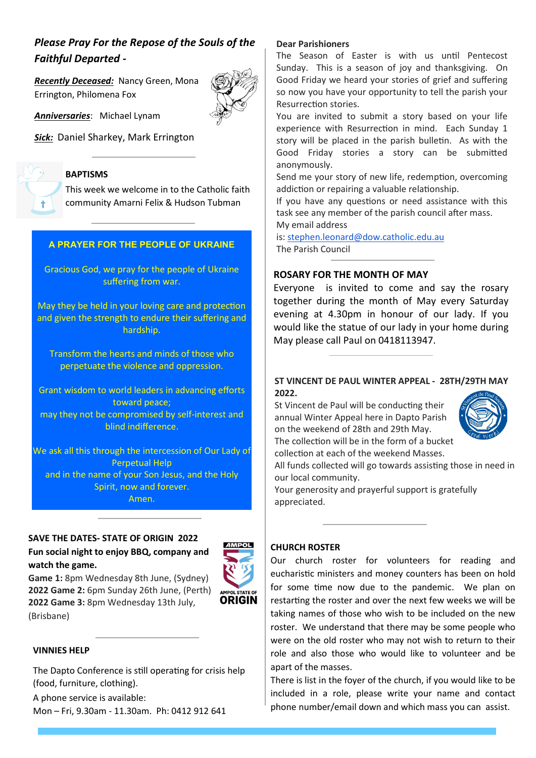## *Please Pray For the Repose of the Souls of the Faithful Departed -*

***Recently Deceased:*** Nancy Green, Mona Errington, Philomena Fox

***Anniversaries***: Michael Lynam

***Sick:*** Daniel Sharkey, Mark Errington

### BAPTISMS

This week we welcome in to the Catholic faith community Amarni Felix & Hudson Tubman

### A PRAYER FOR THE PEOPLE OF UKRAINE

Gracious God, we pray for the people of Ukraine suffering from war.

May they be held in your loving care and protection and given the strength to endure their suffering and hardship.

Transform the hearts and minds of those who perpetuate the violence and oppression.

Grant wisdom to world leaders in advancing efforts toward peace;
may they not be compromised by self-interest and blind indifference.

We ask all this through the intercession of Our Lady of Perpetual Help
and in the name of your Son Jesus, and the Holy Spirit, now and forever.
Amen.

### SAVE THE DATES- STATE OF ORIGIN 2022

**Fun social night to enjoy BBQ, company and watch the game.**

**Game 1:** 8pm Wednesday 8th June, (Sydney)
**2022 Game 2:** 6pm Sunday 26th June, (Perth)
**2022 Game 3:** 8pm Wednesday 13th July, (Brisbane)

### VINNIES HELP

The Dapto Conference is still operating for crisis help (food, furniture, clothing).

A phone service is available:
Mon – Fri, 9.30am - 11.30am. Ph: 0412 912 641

**Dear Parishioners**

The Season of Easter is with us until Pentecost Sunday. This is a season of joy and thanksgiving. On Good Friday we heard your stories of grief and suffering so now you have your opportunity to tell the parish your Resurrection stories.

You are invited to submit a story based on your life experience with Resurrection in mind. Each Sunday 1 story will be placed in the parish bulletin. As with the Good Friday stories a story can be submitted anonymously.

Send me your story of new life, redemption, overcoming addiction or repairing a valuable relationship.

If you have any questions or need assistance with this task see any member of the parish council after mass.

My email address is: stephen.leonard@dow.catholic.edu.au

The Parish Council

### ROSARY FOR THE MONTH OF MAY

Everyone is invited to come and say the rosary together during the month of May every Saturday evening at 4.30pm in honour of our lady. If you would like the statue of our lady in your home during May please call Paul on 0418113947.

### ST VINCENT DE PAUL WINTER APPEAL - 28TH/29TH MAY 2022.

St Vincent de Paul will be conducting their annual Winter Appeal here in Dapto Parish on the weekend of 28th and 29th May.

The collection will be in the form of a bucket collection at each of the weekend Masses.

All funds collected will go towards assisting those in need in our local community.

Your generosity and prayerful support is gratefully appreciated.

### CHURCH ROSTER

Our church roster for volunteers for reading and eucharistic ministers and money counters has been on hold for some time now due to the pandemic. We plan on restarting the roster and over the next few weeks we will be taking names of those who wish to be included on the new roster. We understand that there may be some people who were on the old roster who may not wish to return to their role and also those who would like to volunteer and be apart of the masses.

There is list in the foyer of the church, if you would like to be included in a role, please write your name and contact phone number/email down and which mass you can assist.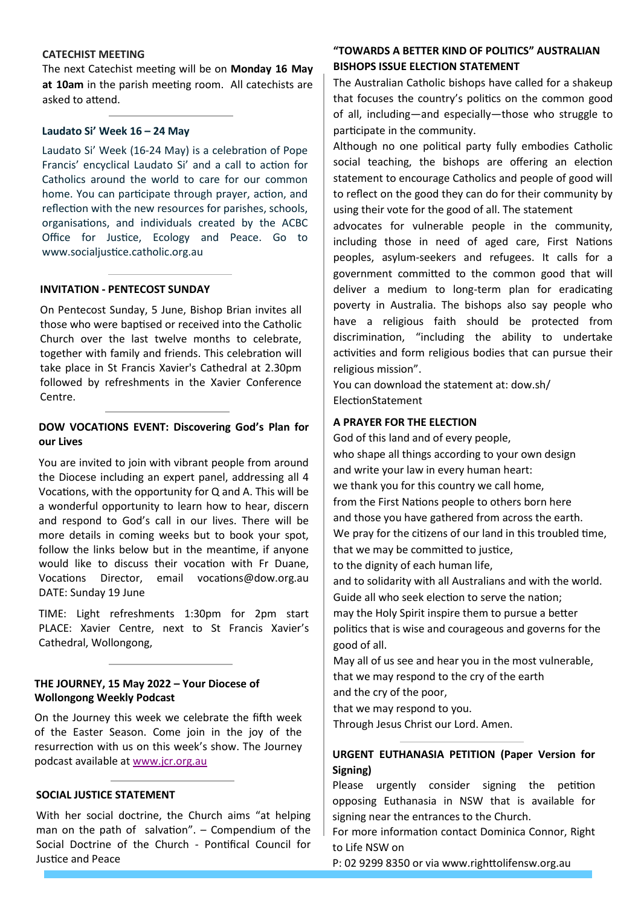## CATECHIST MEETING

The next Catechist meeting will be on **Monday 16 May at 10am** in the parish meeting room. All catechists are asked to attend.

---

## Laudato Si' Week 16 – 24 May

Laudato Si' Week (16-24 May) is a celebration of Pope Francis' encyclical Laudato Si' and a call to action for Catholics around the world to care for our common home. You can participate through prayer, action, and reflection with the new resources for parishes, schools, organisations, and individuals created by the ACBC Office for Justice, Ecology and Peace. Go to www.socialjustice.catholic.org.au

---

## INVITATION - PENTECOST SUNDAY

On Pentecost Sunday, 5 June, Bishop Brian invites all those who were baptised or received into the Catholic Church over the last twelve months to celebrate, together with family and friends. This celebration will take place in St Francis Xavier's Cathedral at 2.30pm followed by refreshments in the Xavier Conference Centre.

---

## DOW VOCATIONS EVENT: Discovering God's Plan for our Lives

You are invited to join with vibrant people from around the Diocese including an expert panel, addressing all 4 Vocations, with the opportunity for Q and A. This will be a wonderful opportunity to learn how to hear, discern and respond to God's call in our lives. There will be more details in coming weeks but to book your spot, follow the links below but in the meantime, if anyone would like to discuss their vocation with Fr Duane, Vocations Director, email vocations@dow.org.au DATE: Sunday 19 June

TIME: Light refreshments 1:30pm for 2pm start PLACE: Xavier Centre, next to St Francis Xavier's Cathedral, Wollongong,

---

## THE JOURNEY, 15 May 2022 – Your Diocese of Wollongong Weekly Podcast

On the Journey this week we celebrate the fifth week of the Easter Season. Come join in the joy of the resurrection with us on this week's show. The Journey podcast available at www.jcr.org.au

---

## SOCIAL JUSTICE STATEMENT

With her social doctrine, the Church aims "at helping man on the path of salvation". – Compendium of the Social Doctrine of the Church - Pontifical Council for Justice and Peace

## "TOWARDS A BETTER KIND OF POLITICS" AUSTRALIAN BISHOPS ISSUE ELECTION STATEMENT

The Australian Catholic bishops have called for a shakeup that focuses the country's politics on the common good of all, including—and especially—those who struggle to participate in the community.

Although no one political party fully embodies Catholic social teaching, the bishops are offering an election statement to encourage Catholics and people of good will to reflect on the good they can do for their community by using their vote for the good of all. The statement advocates for vulnerable people in the community, including those in need of aged care, First Nations peoples, asylum-seekers and refugees. It calls for a government committed to the common good that will deliver a medium to long-term plan for eradicating poverty in Australia. The bishops also say people who have a religious faith should be protected from discrimination, "including the ability to undertake activities and form religious bodies that can pursue their religious mission".

You can download the statement at: dow.sh/ElectionStatement

## A PRAYER FOR THE ELECTION

God of this land and of every people,
who shape all things according to your own design
and write your law in every human heart:
we thank you for this country we call home,
from the First Nations people to others born here
and those you have gathered from across the earth.
We pray for the citizens of our land in this troubled time,
that we may be committed to justice,
to the dignity of each human life,
and to solidarity with all Australians and with the world.
Guide all who seek election to serve the nation;
may the Holy Spirit inspire them to pursue a better politics that is wise and courageous and governs for the good of all.
May all of us see and hear you in the most vulnerable,
that we may respond to the cry of the earth
and the cry of the poor,
that we may respond to you.
Through Jesus Christ our Lord. Amen.

---

## URGENT EUTHANASIA PETITION (Paper Version for Signing)

Please urgently consider signing the petition opposing Euthanasia in NSW that is available for signing near the entrances to the Church.

For more information contact Dominica Connor, Right to Life NSW on

P: 02 9299 8350 or via www.righttolifensw.org.au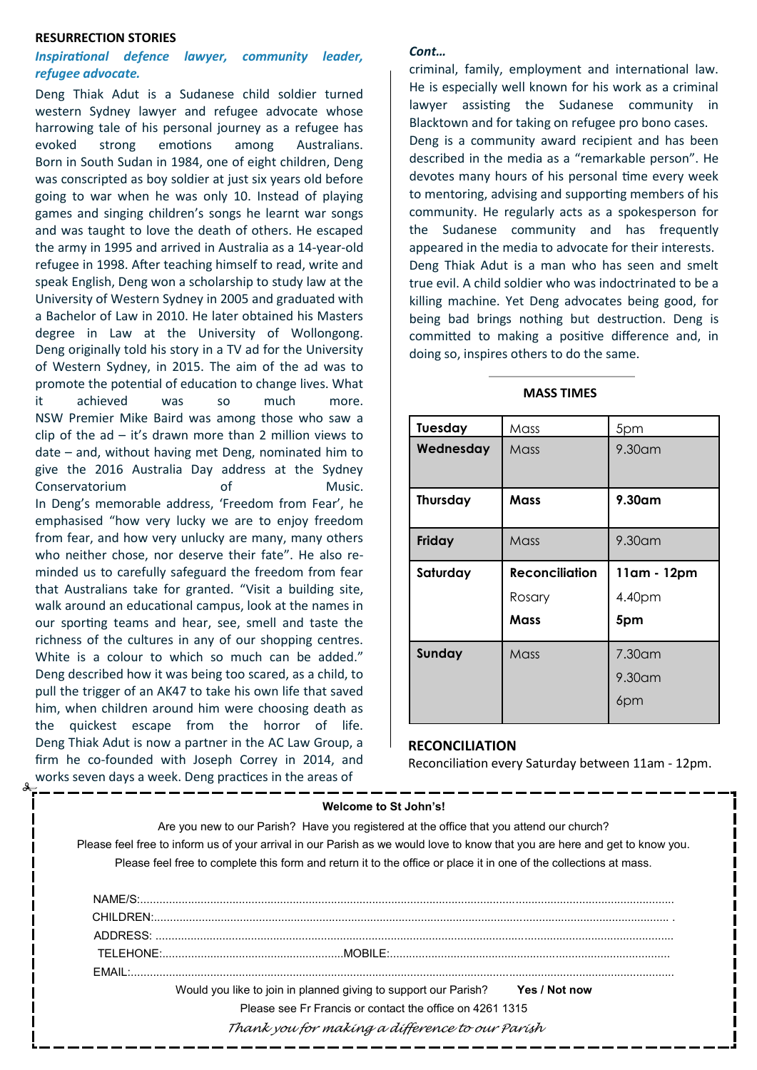## RESURRECTION STORIES

***Inspirational defence lawyer, community leader, refugee advocate.***

Deng Thiak Adut is a Sudanese child soldier turned western Sydney lawyer and refugee advocate whose harrowing tale of his personal journey as a refugee has evoked strong emotions among Australians. Born in South Sudan in 1984, one of eight children, Deng was conscripted as boy soldier at just six years old before going to war when he was only 10. Instead of playing games and singing children's songs he learnt war songs and was taught to love the death of others. He escaped the army in 1995 and arrived in Australia as a 14-year-old refugee in 1998. After teaching himself to read, write and speak English, Deng won a scholarship to study law at the University of Western Sydney in 2005 and graduated with a Bachelor of Law in 2010. He later obtained his Masters degree in Law at the University of Wollongong. Deng originally told his story in a TV ad for the University of Western Sydney, in 2015. The aim of the ad was to promote the potential of education to change lives. What it achieved was so much more. NSW Premier Mike Baird was among those who saw a clip of the ad – it's drawn more than 2 million views to date – and, without having met Deng, nominated him to give the 2016 Australia Day address at the Sydney Conservatorium of Music. In Deng's memorable address, 'Freedom from Fear', he emphasised "how very lucky we are to enjoy freedom from fear, and how very unlucky are many, many others who neither chose, nor deserve their fate". He also reminded us to carefully safeguard the freedom from fear that Australians take for granted. "Visit a building site, walk around an educational campus, look at the names in our sporting teams and hear, see, smell and taste the richness of the cultures in any of our shopping centres. White is a colour to which so much can be added." Deng described how it was being too scared, as a child, to pull the trigger of an AK47 to take his own life that saved him, when children around him were choosing death as the quickest escape from the horror of life. Deng Thiak Adut is now a partner in the AC Law Group, a firm he co-founded with Joseph Correy in 2014, and works seven days a week. Deng practices in the areas of

***Cont…***

criminal, family, employment and international law. He is especially well known for his work as a criminal lawyer assisting the Sudanese community in Blacktown and for taking on refugee pro bono cases. Deng is a community award recipient and has been described in the media as a "remarkable person". He devotes many hours of his personal time every week to mentoring, advising and supporting members of his community. He regularly acts as a spokesperson for the Sudanese community and has frequently appeared in the media to advocate for their interests. Deng Thiak Adut is a man who has seen and smelt true evil. A child soldier who was indoctrinated to be a killing machine. Yet Deng advocates being good, for being bad brings nothing but destruction. Deng is committed to making a positive difference and, in doing so, inspires others to do the same.

### MASS TIMES

| | | |
|---|---|---|
| **Tuesday** | Mass | 5pm |
| **Wednesday** | Mass | 9.30am |
| **Thursday** | **Mass** | **9.30am** |
| **Friday** | Mass | 9.30am |
| **Saturday** | **Reconciliation**<br>Rosary<br>**Mass** | **11am - 12pm**<br>4.40pm<br>**5pm** |
| **Sunday** | Mass | 7.30am<br>9.30am<br>6pm |

### RECONCILIATION

Reconciliation every Saturday between 11am - 12pm.

---

**Welcome to St John's!**

Are you new to our Parish? Have you registered at the office that you attend our church?

Please feel free to inform us of your arrival in our Parish as we would love to know that you are here and get to know you.

Please feel free to complete this form and return it to the office or place it in one of the collections at mass.

NAME/S:..........................................................................................

CHILDREN:......................................................................................

ADDRESS: ........................................................................................

TELEHONE:.......................................MOBILE:.................................

EMAIL:.............................................................................................

Would you like to join in planned giving to support our Parish? **Yes / Not now**

Please see Fr Francis or contact the office on 4261 1315

*Thank you for making a difference to our Parish*